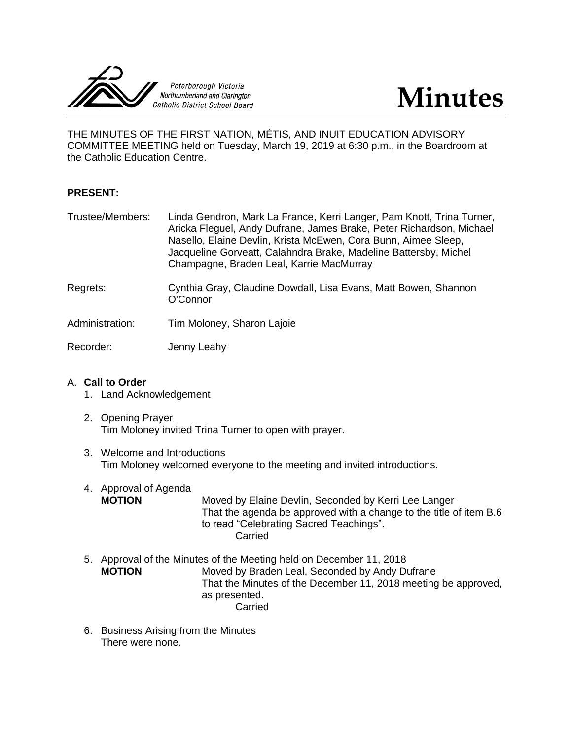Peterborough Victoria Northumberland and Clarington Catholic District School Board

# Minutes

THE MINUTES OF THE FIRST NATION, MÉTIS, AND INUIT EDUCATION ADVISORY COMMITTEE MEETING held on Tuesday, March 19, 2019 at 6:30 p.m., in the Boardroom at the Catholic Education Centre.

**PRESENT:**

Trustee/Members: Linda Gendron, Mark La France, Kerri Langer, Pam Knott, Trina Turner, Aricka Fleguel, Andy Dufrane, James Brake, Peter Richardson, Michael Nasello, Elaine Devlin, Krista McEwen, Cora Bunn, Aimee Sleep, Jacqueline Gorveatt, Calahndra Brake, Madeline Battersby, Michel Champagne, Braden Leal, Karrie MacMurray

Regrets: Cynthia Gray, Claudine Dowdall, Lisa Evans, Matt Bowen, Shannon O'Connor

Administration: Tim Moloney, Sharon Lajoie

Recorder: Jenny Leahy

A. **Call to Order**

1. Land Acknowledgement

2. Opening Prayer
   Tim Moloney invited Trina Turner to open with prayer.

3. Welcome and Introductions
   Tim Moloney welcomed everyone to the meeting and invited introductions.

4. Approval of Agenda
   **MOTION** Moved by Elaine Devlin, Seconded by Kerri Lee Langer
   That the agenda be approved with a change to the title of item B.6 to read "Celebrating Sacred Teachings".
   Carried

5. Approval of the Minutes of the Meeting held on December 11, 2018
   **MOTION** Moved by Braden Leal, Seconded by Andy Dufrane
   That the Minutes of the December 11, 2018 meeting be approved, as presented.
   Carried

6. Business Arising from the Minutes
   There were none.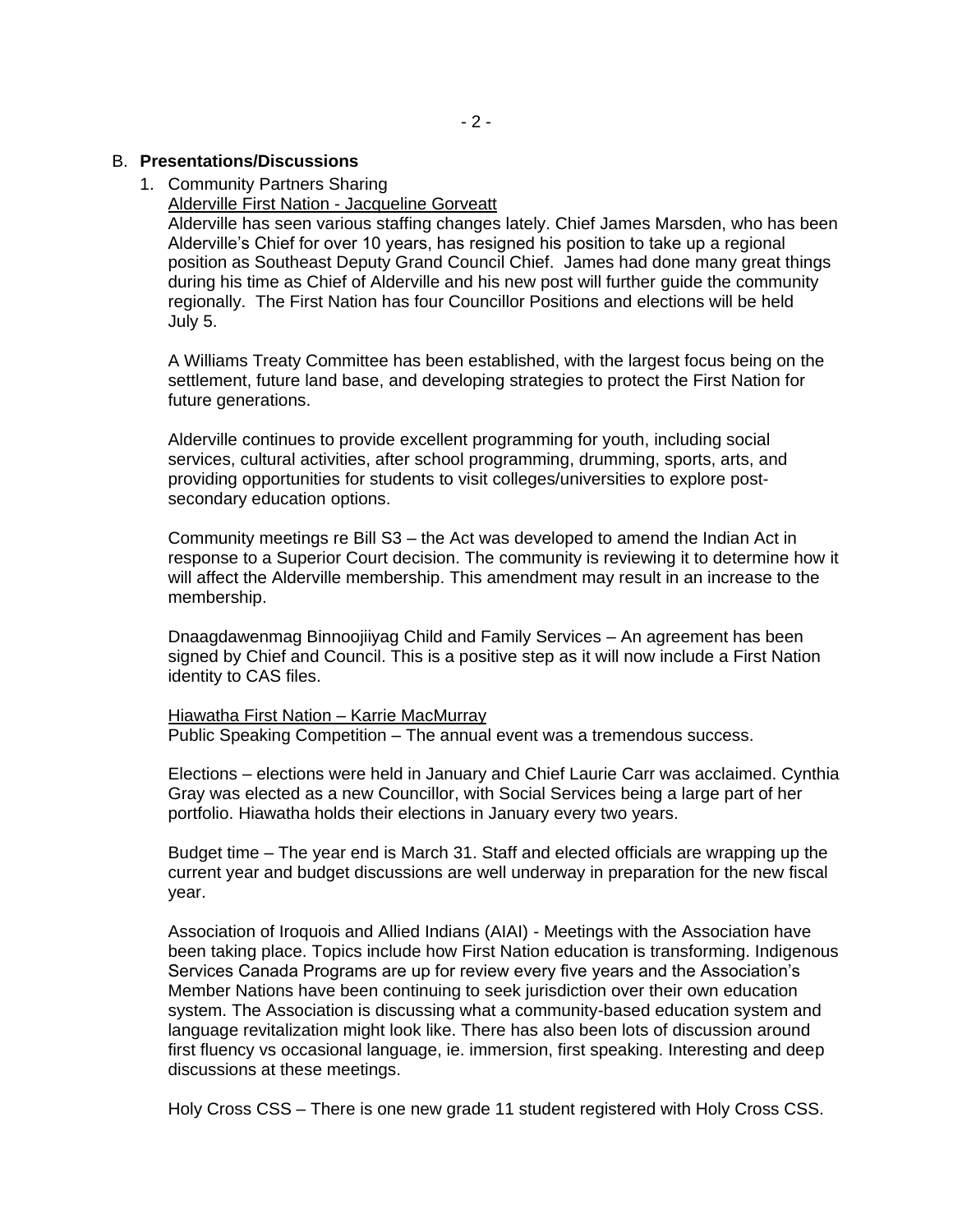## B. **Presentations/Discussions**

1. Community Partners Sharing

<u>Alderville First Nation - Jacqueline Gorveatt</u>

Alderville has seen various staffing changes lately. Chief James Marsden, who has been Alderville's Chief for over 10 years, has resigned his position to take up a regional position as Southeast Deputy Grand Council Chief. James had done many great things during his time as Chief of Alderville and his new post will further guide the community regionally. The First Nation has four Councillor Positions and elections will be held July 5.

A Williams Treaty Committee has been established, with the largest focus being on the settlement, future land base, and developing strategies to protect the First Nation for future generations.

Alderville continues to provide excellent programming for youth, including social services, cultural activities, after school programming, drumming, sports, arts, and providing opportunities for students to visit colleges/universities to explore post-secondary education options.

Community meetings re Bill S3 – the Act was developed to amend the Indian Act in response to a Superior Court decision. The community is reviewing it to determine how it will affect the Alderville membership. This amendment may result in an increase to the membership.

Dnaagdawenmag Binnoojiiyag Child and Family Services – An agreement has been signed by Chief and Council. This is a positive step as it will now include a First Nation identity to CAS files.

<u>Hiawatha First Nation – Karrie MacMurray</u>

Public Speaking Competition – The annual event was a tremendous success.

Elections – elections were held in January and Chief Laurie Carr was acclaimed. Cynthia Gray was elected as a new Councillor, with Social Services being a large part of her portfolio. Hiawatha holds their elections in January every two years.

Budget time – The year end is March 31. Staff and elected officials are wrapping up the current year and budget discussions are well underway in preparation for the new fiscal year.

Association of Iroquois and Allied Indians (AIAI) - Meetings with the Association have been taking place. Topics include how First Nation education is transforming. Indigenous Services Canada Programs are up for review every five years and the Association's Member Nations have been continuing to seek jurisdiction over their own education system. The Association is discussing what a community-based education system and language revitalization might look like. There has also been lots of discussion around first fluency vs occasional language, ie. immersion, first speaking. Interesting and deep discussions at these meetings.

Holy Cross CSS – There is one new grade 11 student registered with Holy Cross CSS.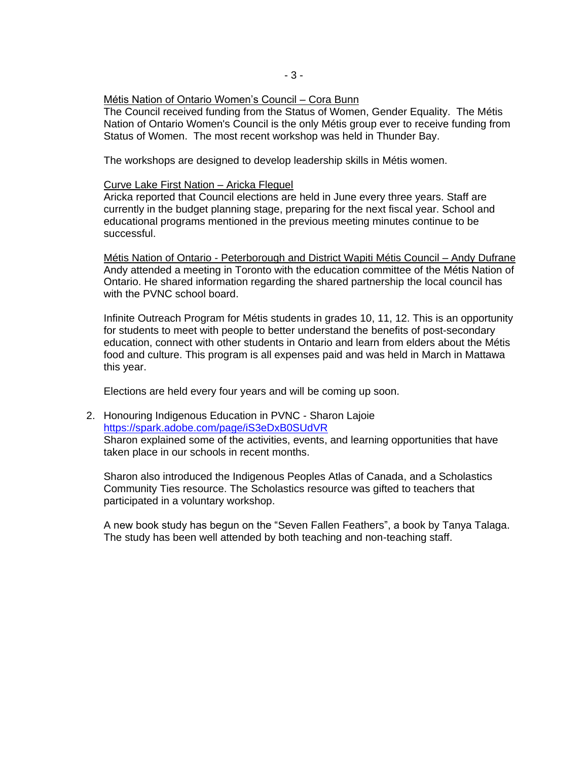<u>Métis Nation of Ontario Women's Council – Cora Bunn</u>
The Council received funding from the Status of Women, Gender Equality. The Métis Nation of Ontario Women's Council is the only Métis group ever to receive funding from Status of Women. The most recent workshop was held in Thunder Bay.

The workshops are designed to develop leadership skills in Métis women.

<u>Curve Lake First Nation – Aricka Flequel</u>
Aricka reported that Council elections are held in June every three years. Staff are currently in the budget planning stage, preparing for the next fiscal year. School and educational programs mentioned in the previous meeting minutes continue to be successful.

<u>Métis Nation of Ontario - Peterborough and District Wapiti Métis Council – Andy Dufrane</u>
Andy attended a meeting in Toronto with the education committee of the Métis Nation of Ontario. He shared information regarding the shared partnership the local council has with the PVNC school board.

Infinite Outreach Program for Métis students in grades 10, 11, 12. This is an opportunity for students to meet with people to better understand the benefits of post-secondary education, connect with other students in Ontario and learn from elders about the Métis food and culture. This program is all expenses paid and was held in March in Mattawa this year.

Elections are held every four years and will be coming up soon.

2. Honouring Indigenous Education in PVNC - Sharon Lajoie
   https://spark.adobe.com/page/iS3eDxB0SUdVR
   Sharon explained some of the activities, events, and learning opportunities that have taken place in our schools in recent months.

   Sharon also introduced the Indigenous Peoples Atlas of Canada, and a Scholastics Community Ties resource. The Scholastics resource was gifted to teachers that participated in a voluntary workshop.

   A new book study has begun on the "Seven Fallen Feathers", a book by Tanya Talaga. The study has been well attended by both teaching and non-teaching staff.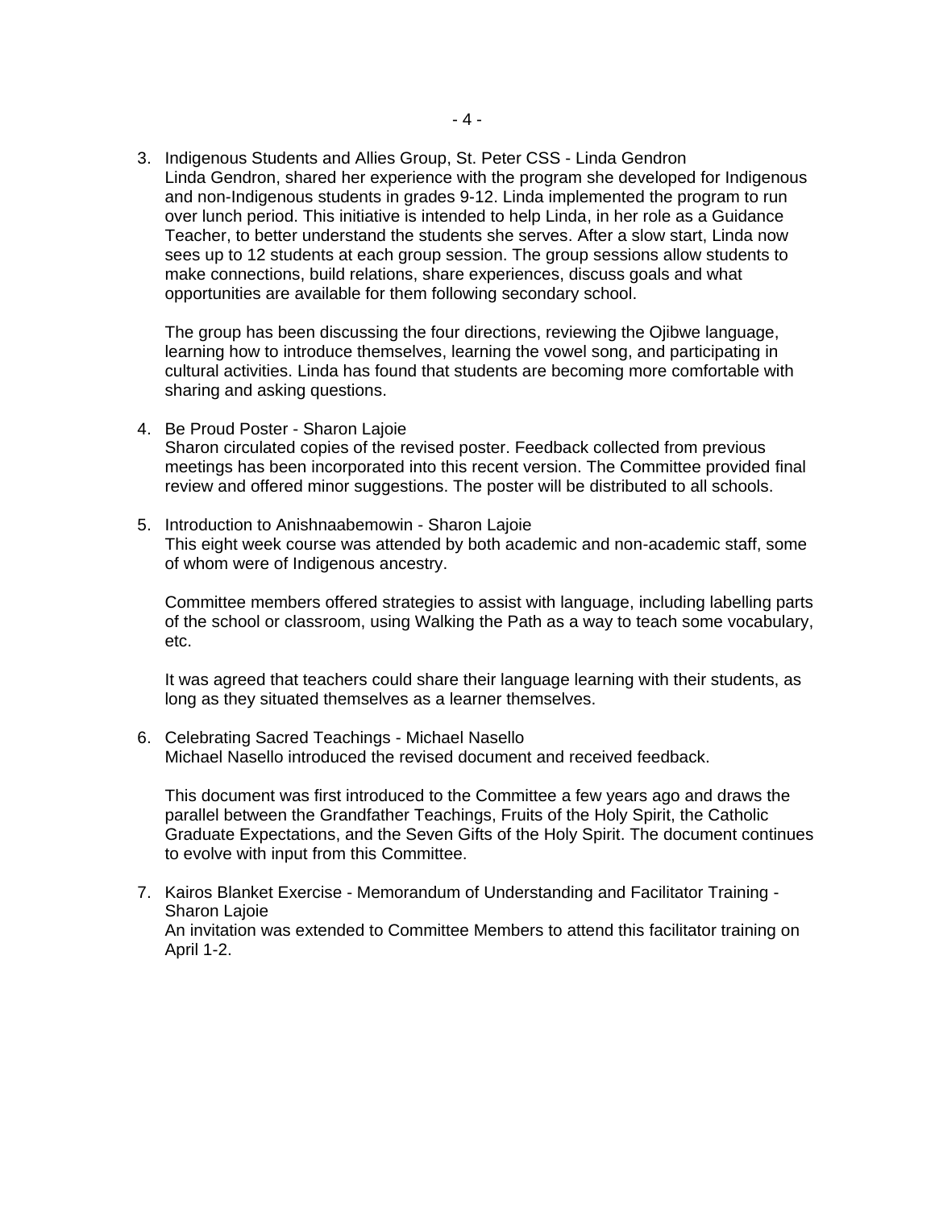3. Indigenous Students and Allies Group, St. Peter CSS - Linda Gendron
   Linda Gendron, shared her experience with the program she developed for Indigenous and non-Indigenous students in grades 9-12. Linda implemented the program to run over lunch period. This initiative is intended to help Linda, in her role as a Guidance Teacher, to better understand the students she serves. After a slow start, Linda now sees up to 12 students at each group session. The group sessions allow students to make connections, build relations, share experiences, discuss goals and what opportunities are available for them following secondary school.

   The group has been discussing the four directions, reviewing the Ojibwe language, learning how to introduce themselves, learning the vowel song, and participating in cultural activities. Linda has found that students are becoming more comfortable with sharing and asking questions.

4. Be Proud Poster - Sharon Lajoie
   Sharon circulated copies of the revised poster. Feedback collected from previous meetings has been incorporated into this recent version. The Committee provided final review and offered minor suggestions. The poster will be distributed to all schools.

5. Introduction to Anishnaabemowin - Sharon Lajoie
   This eight week course was attended by both academic and non-academic staff, some of whom were of Indigenous ancestry.

   Committee members offered strategies to assist with language, including labelling parts of the school or classroom, using Walking the Path as a way to teach some vocabulary, etc.

   It was agreed that teachers could share their language learning with their students, as long as they situated themselves as a learner themselves.

6. Celebrating Sacred Teachings - Michael Nasello
   Michael Nasello introduced the revised document and received feedback.

   This document was first introduced to the Committee a few years ago and draws the parallel between the Grandfather Teachings, Fruits of the Holy Spirit, the Catholic Graduate Expectations, and the Seven Gifts of the Holy Spirit. The document continues to evolve with input from this Committee.

7. Kairos Blanket Exercise - Memorandum of Understanding and Facilitator Training - Sharon Lajoie
   An invitation was extended to Committee Members to attend this facilitator training on April 1-2.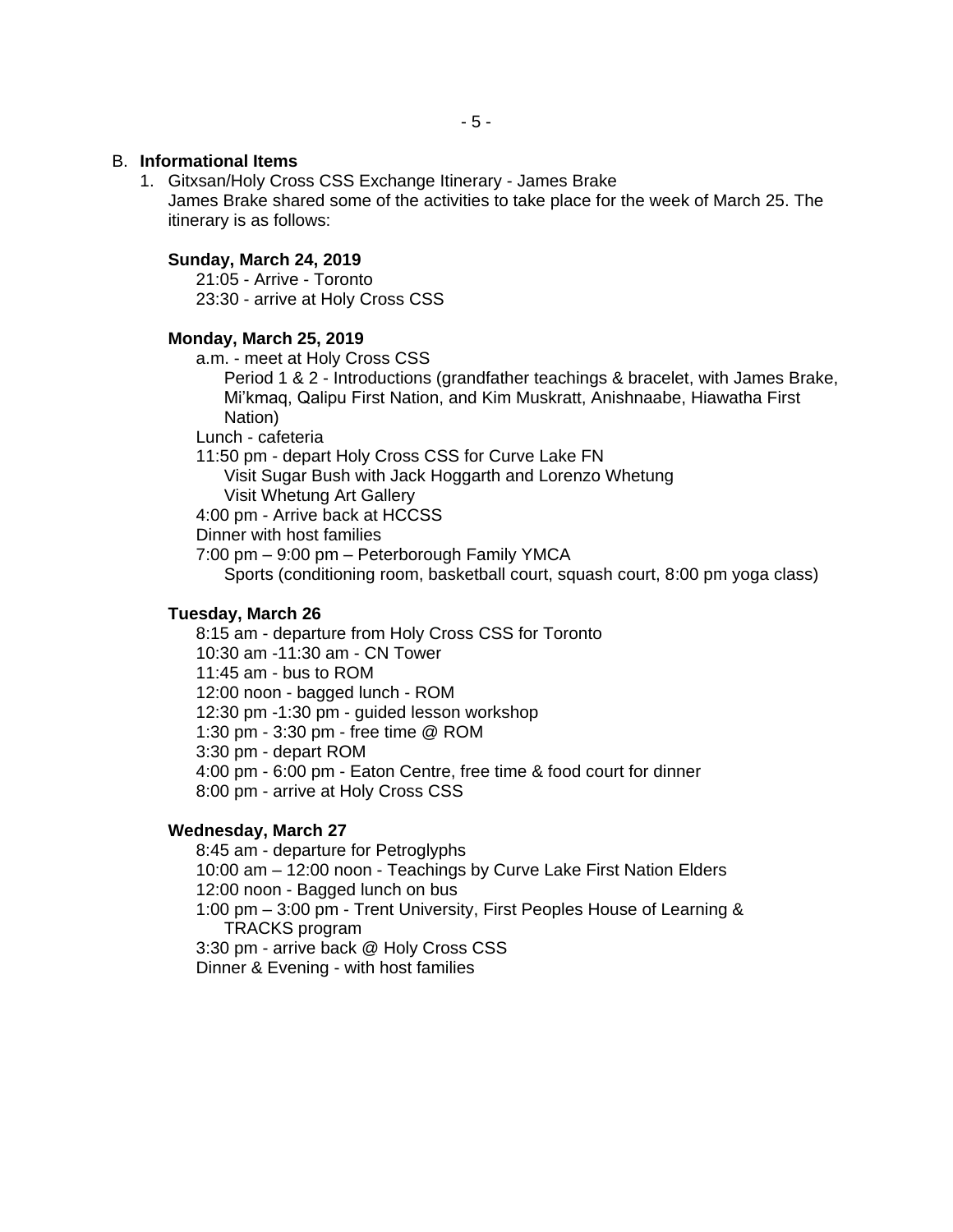B. **Informational Items**

1. Gitxsan/Holy Cross CSS Exchange Itinerary - James Brake
   James Brake shared some of the activities to take place for the week of March 25. The itinerary is as follows:

   **Sunday, March 24, 2019**
   21:05 - Arrive - Toronto
   23:30 - arrive at Holy Cross CSS

   **Monday, March 25, 2019**
   a.m. - meet at Holy Cross CSS
   Period 1 & 2 - Introductions (grandfather teachings & bracelet, with James Brake, Mi'kmaq, Qalipu First Nation, and Kim Muskratt, Anishnaabe, Hiawatha First Nation)
   Lunch - cafeteria
   11:50 pm - depart Holy Cross CSS for Curve Lake FN
   Visit Sugar Bush with Jack Hoggarth and Lorenzo Whetung
   Visit Whetung Art Gallery
   4:00 pm - Arrive back at HCCSS
   Dinner with host families
   7:00 pm – 9:00 pm – Peterborough Family YMCA
   Sports (conditioning room, basketball court, squash court, 8:00 pm yoga class)

   **Tuesday, March 26**
   8:15 am - departure from Holy Cross CSS for Toronto
   10:30 am -11:30 am - CN Tower
   11:45 am - bus to ROM
   12:00 noon - bagged lunch - ROM
   12:30 pm -1:30 pm - guided lesson workshop
   1:30 pm - 3:30 pm - free time @ ROM
   3:30 pm - depart ROM
   4:00 pm - 6:00 pm - Eaton Centre, free time & food court for dinner
   8:00 pm - arrive at Holy Cross CSS

   **Wednesday, March 27**
   8:45 am - departure for Petroglyphs
   10:00 am – 12:00 noon - Teachings by Curve Lake First Nation Elders
   12:00 noon - Bagged lunch on bus
   1:00 pm – 3:00 pm - Trent University, First Peoples House of Learning & TRACKS program
   3:30 pm - arrive back @ Holy Cross CSS
   Dinner & Evening - with host families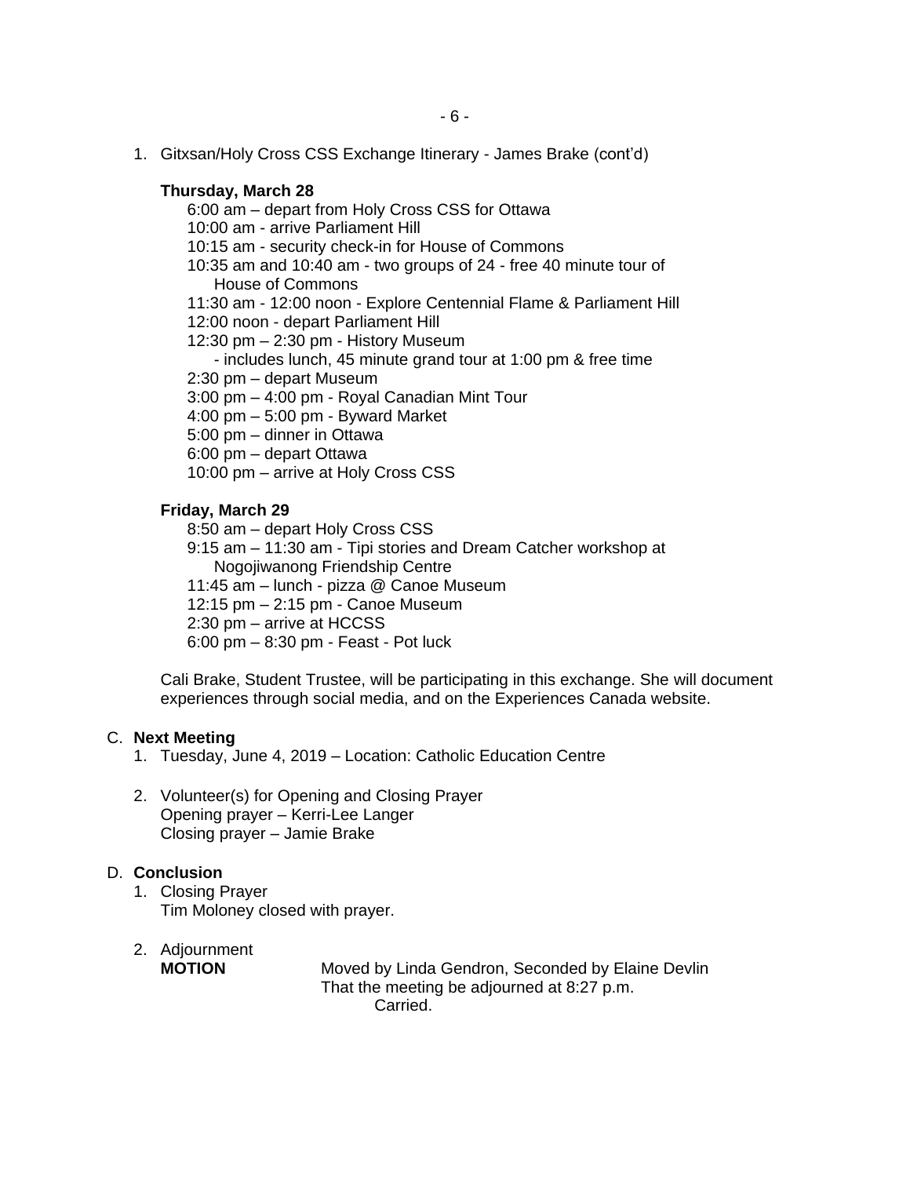1. Gitxsan/Holy Cross CSS Exchange Itinerary - James Brake (cont'd)

   **Thursday, March 28**

   6:00 am – depart from Holy Cross CSS for Ottawa
   10:00 am - arrive Parliament Hill
   10:15 am - security check-in for House of Commons
   10:35 am and 10:40 am - two groups of 24 - free 40 minute tour of House of Commons
   11:30 am - 12:00 noon - Explore Centennial Flame & Parliament Hill
   12:00 noon - depart Parliament Hill
   12:30 pm – 2:30 pm - History Museum
   - includes lunch, 45 minute grand tour at 1:00 pm & free time
   2:30 pm – depart Museum
   3:00 pm – 4:00 pm - Royal Canadian Mint Tour
   4:00 pm – 5:00 pm - Byward Market
   5:00 pm – dinner in Ottawa
   6:00 pm – depart Ottawa
   10:00 pm – arrive at Holy Cross CSS

   **Friday, March 29**

   8:50 am – depart Holy Cross CSS
   9:15 am – 11:30 am - Tipi stories and Dream Catcher workshop at Nogojiwanong Friendship Centre
   11:45 am – lunch - pizza @ Canoe Museum
   12:15 pm – 2:15 pm - Canoe Museum
   2:30 pm – arrive at HCCSS
   6:00 pm – 8:30 pm - Feast - Pot luck

   Cali Brake, Student Trustee, will be participating in this exchange. She will document experiences through social media, and on the Experiences Canada website.

C. **Next Meeting**

1. Tuesday, June 4, 2019 – Location: Catholic Education Centre

2. Volunteer(s) for Opening and Closing Prayer
   Opening prayer – Kerri-Lee Langer
   Closing prayer – Jamie Brake

D. **Conclusion**

1. Closing Prayer
   Tim Moloney closed with prayer.

2. Adjournment
   **MOTION** Moved by Linda Gendron, Seconded by Elaine Devlin
   That the meeting be adjourned at 8:27 p.m.
   Carried.